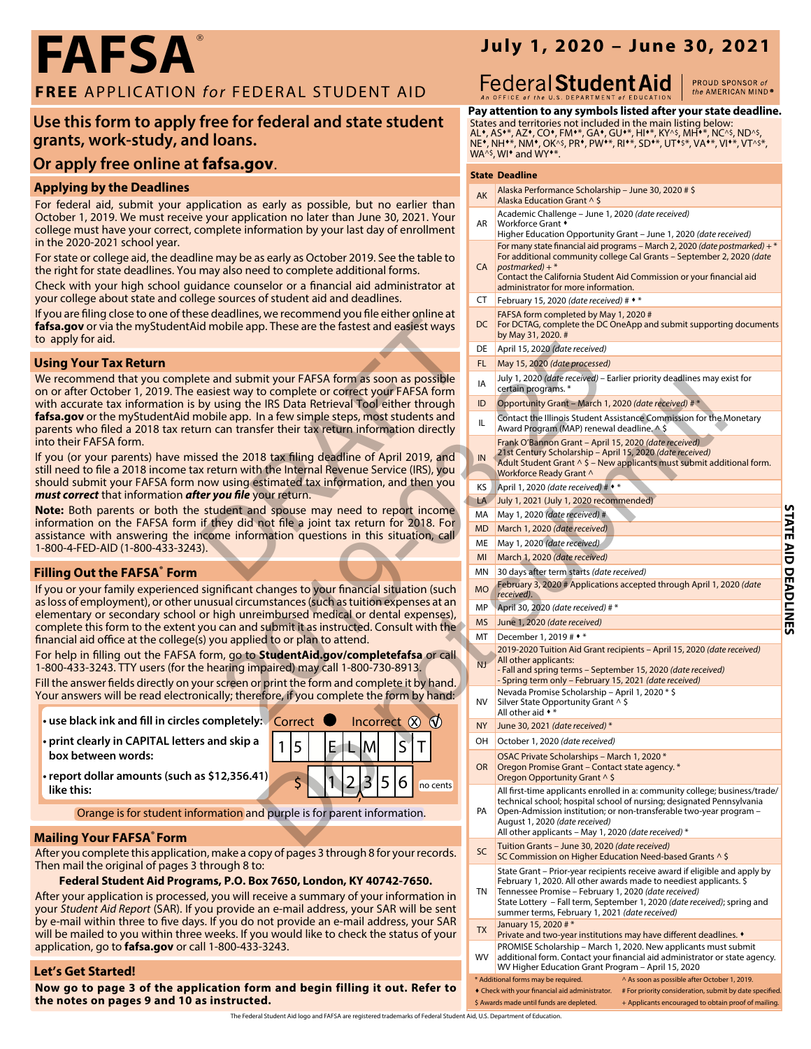# FAFSA®

**FREE** APPLICATION *for* FEDERAL STUDENT AID

**July 1, 2020 – June 30, 2021**

Federal **Student Aid** | PROUD SPONSOR *of* the AMERICAN MIND®

An OFFICE *of the* U.S. DEPARTMENT *of* EDUCATION

## Use this form to apply free for federal and state student grants, work-study, and loans.

## Or apply free online at **fafsa.gov**.

### Applying by the Deadlines

For federal aid, submit your application as early as possible, but no earlier than October 1, 2019. We must receive your application no later than June 30, 2021. Your college must have your correct, complete information by your last day of enrollment in the 2020-2021 school year.

For state or college aid, the deadline may be as early as October 2019. See the table to the right for state deadlines. You may also need to complete additional forms.

Check with your high school guidance counselor or a financial aid administrator at your college about state and college sources of student aid and deadlines.

If you are filing close to one of these deadlines, we recommend you file either online at **fafsa.gov** or via the myStudentAid mobile app. These are the fastest and easiest ways to apply for aid.

### Using Your Tax Return

We recommend that you complete and submit your FAFSA form as soon as possible on or after October 1, 2019. The easiest way to complete or correct your FAFSA form with accurate tax information is by using the IRS Data Retrieval Tool either through **fafsa.gov** or the myStudentAid mobile app. In a few simple steps, most students and parents who filed a 2018 tax return can transfer their tax return information directly into their FAFSA form.

If you (or your parents) have missed the 2018 tax filing deadline of April 2019, and still need to file a 2018 income tax return with the Internal Revenue Service (IRS), you should submit your FAFSA form now using estimated tax information, and then you ***must correct*** that information ***after you file*** your return.

**Note:** Both parents or both the student and spouse may need to report income information on the FAFSA form if they did not file a joint tax return for 2018. For assistance with answering the income information questions in this situation, call 1-800-4-FED-AID (1-800-433-3243).

### Filling Out the FAFSA® Form

If you or your family experienced significant changes to your financial situation (such as loss of employment), or other unusual circumstances (such as tuition expenses at an elementary or secondary school or high unreimbursed medical or dental expenses), complete this form to the extent you can and submit it as instructed. Consult with the financial aid office at the college(s) you applied to or plan to attend.

For help in filling out the FAFSA form, go to **StudentAid.gov/completefafsa** or call 1-800-433-3243. TTY users (for the hearing impaired) may call 1-800-730-8913.

Fill the answer fields directly on your screen or print the form and complete it by hand. Your answers will be read electronically; therefore, if you complete the form by hand:

- **use black ink and fill in circles completely:** Correct ● Incorrect ⊗ ✓
- **print clearly in CAPITAL letters and skip a box between words:** 1 5 _ E L M _ S T
- **report dollar amounts (such as $12,356.41) like this:** $ 1 2,3 5 6 no cents

Orange is for student information and purple is for parent information.

### Mailing Your FAFSA® Form

After you complete this application, make a copy of pages 3 through 8 for your records. Then mail the original of pages 3 through 8 to:

**Federal Student Aid Programs, P.O. Box 7650, London, KY 40742-7650.**

After your application is processed, you will receive a summary of your information in your *Student Aid Report* (SAR). If you provide an e-mail address, your SAR will be sent by e-mail within three to five days. If you do not provide an e-mail address, your SAR will be mailed to you within three weeks. If you would like to check the status of your application, go to **fafsa.gov** or call 1-800-433-3243.

### Let's Get Started!

**Now go to page 3 of the application form and begin filling it out. Refer to the notes on pages 9 and 10 as instructed.**

---

## STATE AID DEADLINES

**Pay attention to any symbols listed after your state deadline.**

States and territories not included in the main listing below:
AL♦, AS♦*, AZ♦, CO♦, FM♦*, GA♦, GU♦*, HI♦*, KY^$, MH♦*, NC^$, ND^$, NE♦, NH♦*, NM♦, OK^$, PR♦, PW♦*, RI♦*, SD♦*, UT♦$*, VA♦*, VI♦*, VT^$*, WA^$, WI♦ and WY♦*.

| State | Deadline |
|---|---|
| AK | Alaska Performance Scholarship – June 30, 2020 # $<br>Alaska Education Grant ^ $ |
| AR | Academic Challenge – June 1, 2020 *(date received)*<br>Workforce Grant ♦<br>Higher Education Opportunity Grant – June 1, 2020 *(date received)* |
| CA | For many state financial aid programs – March 2, 2020 *(date postmarked)* + *<br>For additional community college Cal Grants – September 2, 2020 *(date postmarked)* + *<br>Contact the California Student Aid Commission or your financial aid administrator for more information. |
| CT | February 15, 2020 *(date received)* # ♦ * |
| DC | FAFSA form completed by May 1, 2020 #<br>For DCTAG, complete the DC OneApp and submit supporting documents by May 31, 2020. # |
| DE | April 15, 2020 *(date received)* |
| FL | May 15, 2020 *(date processed)* |
| IA | July 1, 2020 *(date received)* – Earlier priority deadlines may exist for certain programs. * |
| ID | Opportunity Grant – March 1, 2020 *(date received)* # * |
| IL | Contact the Illinois Student Assistance Commission for the Monetary Award Program (MAP) renewal deadline. ^ $ |
| IN | Frank O'Bannon Grant – April 15, 2020 *(date received)*<br>21st Century Scholarship – April 15, 2020 *(date received)*<br>Adult Student Grant ^ $ – New applicants must submit additional form.<br>Workforce Ready Grant ^ |
| KS | April 1, 2020 *(date received)* # ♦ * |
| LA | July 1, 2021 (July 1, 2020 recommended) |
| MA | May 1, 2020 *(date received)* # |
| MD | March 1, 2020 *(date received)* |
| ME | May 1, 2020 *(date received)* |
| MI | March 1, 2020 *(date received)* |
| MN | 30 days after term starts *(date received)* |
| MO | February 3, 2020 # Applications accepted through April 1, 2020 *(date received)*. |
| MP | April 30, 2020 *(date received)* # * |
| MS | June 1, 2020 *(date received)* |
| MT | December 1, 2019 # ♦ * |
| NJ | 2019-2020 Tuition Aid Grant recipients – April 15, 2020 *(date received)*<br>All other applicants:<br>- Fall and spring terms – September 15, 2020 *(date received)*<br>- Spring term only – February 15, 2021 *(date received)* |
| NV | Nevada Promise Scholarship – April 1, 2020 * $<br>Silver State Opportunity Grant ^ $<br>All other aid ♦ * |
| NY | June 30, 2021 *(date received)* * |
| OH | October 1, 2020 *(date received)* |
| OR | OSAC Private Scholarships – March 1, 2020 *<br>Oregon Promise Grant – Contact state agency. *<br>Oregon Opportunity Grant ^ $ |
| PA | All first-time applicants enrolled in a: community college; business/trade/technical school; hospital school of nursing; designated Pennsylvania Open-Admission institution; or non-transferable two-year program – August 1, 2020 *(date received)*<br>All other applicants – May 1, 2020 *(date received)* * |
| SC | Tuition Grants – June 30, 2020 *(date received)*<br>SC Commission on Higher Education Need-based Grants ^ $ |
| TN | State Grant – Prior-year recipients receive award if eligible and apply by February 1, 2020. All other awards made to neediest applicants. $<br>Tennessee Promise – February 1, 2020 *(date received)*<br>State Lottery – Fall term, September 1, 2020 *(date received)*; spring and summer terms, February 1, 2021 *(date received)* |
| TX | January 15, 2020 # *<br>Private and two-year institutions may have different deadlines. ♦ |
| WV | PROMISE Scholarship – March 1, 2020. New applicants must submit additional form. Contact your financial aid administrator or state agency.<br>WV Higher Education Grant Program – April 15, 2020 |

\* Additional forms may be required.
♦ Check with your financial aid administrator.
$ Awards made until funds are depleted.
^ As soon as possible after October 1, 2019.
# For priority consideration, submit by date specified.
+ Applicants encouraged to obtain proof of mailing.

The Federal Student Aid logo and FAFSA are registered trademarks of Federal Student Aid, U.S. Department of Education.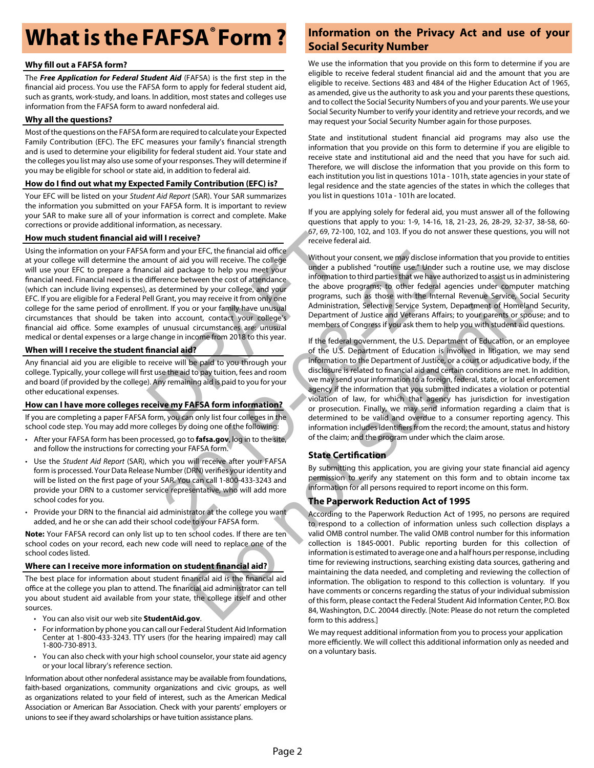# What is the FAFSA® Form ?

### Why fill out a FAFSA form?

The ***Free Application for Federal Student Aid*** (FAFSA) is the first step in the financial aid process. You use the FAFSA form to apply for federal student aid, such as grants, work-study, and loans. In addition, most states and colleges use information from the FAFSA form to award nonfederal aid.

### Why all the questions?

Most of the questions on the FAFSA form are required to calculate your Expected Family Contribution (EFC). The EFC measures your family's financial strength and is used to determine your eligibility for federal student aid. Your state and the colleges you list may also use some of your responses. They will determine if you may be eligible for school or state aid, in addition to federal aid.

### How do I find out what my Expected Family Contribution (EFC) is?

Your EFC will be listed on your *Student Aid Report* (SAR). Your SAR summarizes the information you submitted on your FAFSA form. It is important to review your SAR to make sure all of your information is correct and complete. Make corrections or provide additional information, as necessary.

### How much student financial aid will I receive?

Using the information on your FAFSA form and your EFC, the financial aid office at your college will determine the amount of aid you will receive. The college will use your EFC to prepare a financial aid package to help you meet your financial need. Financial need is the difference between the cost of attendance (which can include living expenses), as determined by your college, and your EFC. If you are eligible for a Federal Pell Grant, you may receive it from only one college for the same period of enrollment. If you or your family have unusual circumstances that should be taken into account, contact your college's financial aid office. Some examples of unusual circumstances are: unusual medical or dental expenses or a large change in income from 2018 to this year.

### When will I receive the student financial aid?

Any financial aid you are eligible to receive will be paid to you through your college. Typically, your college will first use the aid to pay tuition, fees and room and board (if provided by the college). Any remaining aid is paid to you for your other educational expenses.

### How can I have more colleges receive my FAFSA form information?

If you are completing a paper FAFSA form, you can only list four colleges in the school code step. You may add more colleges by doing one of the following:

- After your FAFSA form has been processed, go to **fafsa.gov**, log in to the site, and follow the instructions for correcting your FAFSA form.
- Use the *Student Aid Report* (SAR), which you will receive after your FAFSA form is processed. Your Data Release Number (DRN) verifies your identity and will be listed on the first page of your SAR. You can call 1-800-433-3243 and provide your DRN to a customer service representative, who will add more school codes for you.
- Provide your DRN to the financial aid administrator at the college you want added, and he or she can add their school code to your FAFSA form.

**Note:** Your FAFSA record can only list up to ten school codes. If there are ten school codes on your record, each new code will need to replace one of the school codes listed.

### Where can I receive more information on student financial aid?

The best place for information about student financial aid is the financial aid office at the college you plan to attend. The financial aid administrator can tell you about student aid available from your state, the college itself and other sources.

- You can also visit our web site **StudentAid.gov**.
- For information by phone you can call our Federal Student Aid Information Center at 1-800-433-3243. TTY users (for the hearing impaired) may call 1-800-730-8913.
- You can also check with your high school counselor, your state aid agency or your local library's reference section.

Information about other nonfederal assistance may be available from foundations, faith-based organizations, community organizations and civic groups, as well as organizations related to your field of interest, such as the American Medical Association or American Bar Association. Check with your parents' employers or unions to see if they award scholarships or have tuition assistance plans.

## Information on the Privacy Act and use of your Social Security Number

We use the information that you provide on this form to determine if you are eligible to receive federal student financial aid and the amount that you are eligible to receive. Sections 483 and 484 of the Higher Education Act of 1965, as amended, give us the authority to ask you and your parents these questions, and to collect the Social Security Numbers of you and your parents. We use your Social Security Number to verify your identity and retrieve your records, and we may request your Social Security Number again for those purposes.

State and institutional student financial aid programs may also use the information that you provide on this form to determine if you are eligible to receive state and institutional aid and the need that you have for such aid. Therefore, we will disclose the information that you provide on this form to each institution you list in questions 101a - 101h, state agencies in your state of legal residence and the state agencies of the states in which the colleges that you list in questions 101a - 101h are located.

If you are applying solely for federal aid, you must answer all of the following questions that apply to you: 1-9, 14-16, 18, 21-23, 26, 28-29, 32-37, 38-58, 60-67, 69, 72-100, 102, and 103. If you do not answer these questions, you will not receive federal aid.

Without your consent, we may disclose information that you provide to entities under a published "routine use." Under such a routine use, we may disclose information to third parties that we have authorized to assist us in administering the above programs; to other federal agencies under computer matching programs, such as those with the Internal Revenue Service, Social Security Administration, Selective Service System, Department of Homeland Security, Department of Justice and Veterans Affairs; to your parents or spouse; and to members of Congress if you ask them to help you with student aid questions.

If the federal government, the U.S. Department of Education, or an employee of the U.S. Department of Education is involved in litigation, we may send information to the Department of Justice, or a court or adjudicative body, if the disclosure is related to financial aid and certain conditions are met. In addition, we may send your information to a foreign, federal, state, or local enforcement agency if the information that you submitted indicates a violation or potential violation of law, for which that agency has jurisdiction for investigation or prosecution. Finally, we may send information regarding a claim that is determined to be valid and overdue to a consumer reporting agency. This information includes identifiers from the record; the amount, status and history of the claim; and the program under which the claim arose.

### State Certification

By submitting this application, you are giving your state financial aid agency permission to verify any statement on this form and to obtain income tax information for all persons required to report income on this form.

### The Paperwork Reduction Act of 1995

According to the Paperwork Reduction Act of 1995, no persons are required to respond to a collection of information unless such collection displays a valid OMB control number. The valid OMB control number for this information collection is 1845-0001. Public reporting burden for this collection of information is estimated to average one and a half hours per response, including time for reviewing instructions, searching existing data sources, gathering and maintaining the data needed, and completing and reviewing the collection of information. The obligation to respond to this collection is voluntary. If you have comments or concerns regarding the status of your individual submission of this form, please contact the Federal Student Aid Information Center, P.O. Box 84, Washington, D.C. 20044 directly. [Note: Please do not return the completed form to this address.]

We may request additional information from you to process your application more efficiently. We will collect this additional information only as needed and on a voluntary basis.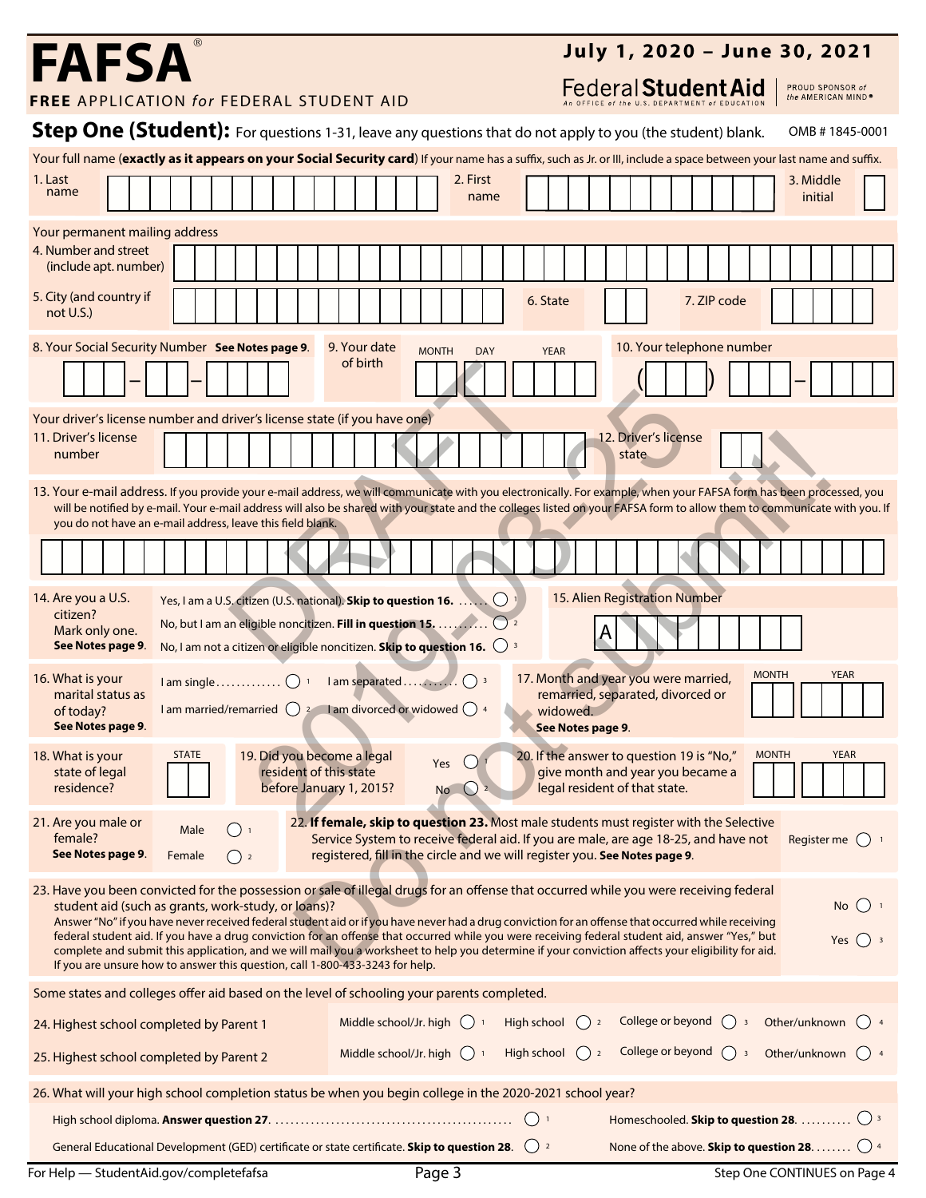# FAFSA®

**FREE** APPLICATION *for* FEDERAL STUDENT AID

**July 1, 2020 – June 30, 2021**

Federal **Student Aid** — An OFFICE of the U.S. DEPARTMENT of EDUCATION — PROUD SPONSOR of the AMERICAN MIND®

## Step One (Student): For questions 1-31, leave any questions that do not apply to you (the student) blank.

OMB # 1845-0001

Your full name (**exactly as it appears on your Social Security card**) If your name has a suffix, such as Jr. or III, include a space between your last name and suffix.

1. Last name
2. First name
3. Middle initial

Your permanent mailing address

4. Number and street (include apt. number)
5. City (and country if not U.S.)
6. State
7. ZIP code

8. Your Social Security Number **See Notes page 9**.

9. Your date of birth — MONTH / DAY / YEAR

10. Your telephone number ( ) –

Your driver's license number and driver's license state (if you have one)

11. Driver's license number

12. Driver's license state

13. Your e-mail address. If you provide your e-mail address, we will communicate with you electronically. For example, when your FAFSA form has been processed, you will be notified by e-mail. Your e-mail address will also be shared with your state and the colleges listed on your FAFSA form to allow them to communicate with you. If you do not have an e-mail address, leave this field blank.

14. Are you a U.S. citizen? Mark only one. **See Notes page 9**.
- Yes, I am a U.S. citizen (U.S. national). **Skip to question 16.** ○ 1
- No, but I am an eligible noncitizen. **Fill in question 15.** ○ 2
- No, I am not a citizen or eligible noncitizen. **Skip to question 16.** ○ 3

15. Alien Registration Number A

16. What is your marital status as of today? **See Notes page 9**.
- I am single ○ 1
- I am married/remarried ○ 2
- I am separated ○ 3
- I am divorced or widowed ○ 4

17. Month and year you were married, remarried, separated, divorced or widowed. **See Notes page 9**. MONTH / YEAR

18. What is your state of legal residence? STATE

19. Did you become a legal resident of this state before January 1, 2015? Yes ○ 1 No ○ 2

20. If the answer to question 19 is "No," give month and year you became a legal resident of that state. MONTH / YEAR

21. Are you male or female? **See Notes page 9**. Male ○ 1 Female ○ 2

22. **If female, skip to question 23.** Most male students must register with the Selective Service System to receive federal aid. If you are male, are age 18-25, and have not registered, fill in the circle and we will register you. **See Notes page 9**. Register me ○ 1

23. Have you been convicted for the possession or sale of illegal drugs for an offense that occurred while you were receiving federal student aid (such as grants, work-study, or loans)?
Answer "No" if you have never received federal student aid or if you have never had a drug conviction for an offense that occurred while receiving federal student aid. If you have a drug conviction for an offense that occurred while you were receiving federal student aid, answer "Yes," but complete and submit this application, and we will mail you a worksheet to help you determine if your conviction affects your eligibility for aid. If you are unsure how to answer this question, call 1-800-433-3243 for help.
No ○ 1 Yes ○ 3

Some states and colleges offer aid based on the level of schooling your parents completed.

24. Highest school completed by Parent 1 — Middle school/Jr. high ○ 1 High school ○ 2 College or beyond ○ 3 Other/unknown ○ 4

25. Highest school completed by Parent 2 — Middle school/Jr. high ○ 1 High school ○ 2 College or beyond ○ 3 Other/unknown ○ 4

26. What will your high school completion status be when you begin college in the 2020-2021 school year?
- High school diploma. **Answer question 27.** ○ 1
- General Educational Development (GED) certificate or state certificate. **Skip to question 28.** ○ 2
- Homeschooled. **Skip to question 28.** ○ 3
- None of the above. **Skip to question 28.** ○ 4

For Help — StudentAid.gov/completefafsa

Step One CONTINUES on Page 4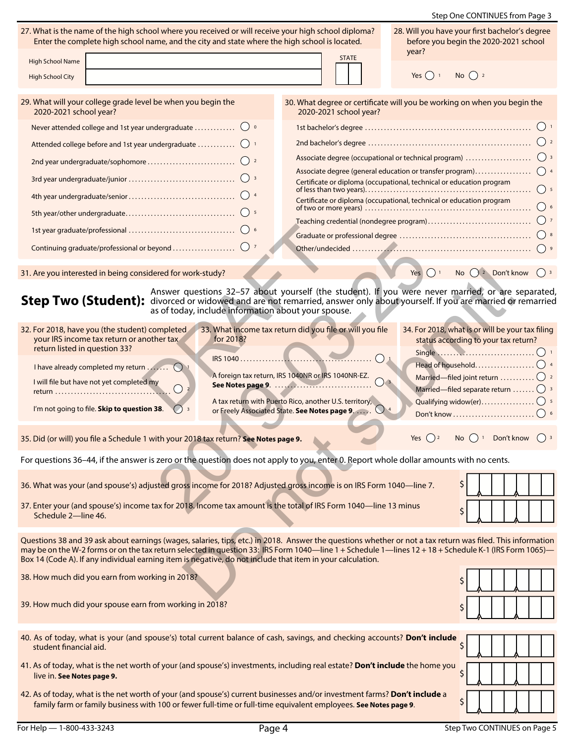Step One CONTINUES from Page 3

27. What is the name of the high school where you received or will receive your high school diploma? Enter the complete high school name, and the city and state where the high school is located.

High School Name ____________________

High School City ____________________ STATE ____

28. Will you have your first bachelor's degree before you begin the 2020-2021 school year?

Yes ◯ 1 No ◯ 2

29. What will your college grade level be when you begin the 2020-2021 school year?

- Never attended college and 1st year undergraduate ◯ 0
- Attended college before and 1st year undergraduate ◯ 1
- 2nd year undergraduate/sophomore ◯ 2
- 3rd year undergraduate/junior ◯ 3
- 4th year undergraduate/senior ◯ 4
- 5th year/other undergraduate ◯ 5
- 1st year graduate/professional ◯ 6
- Continuing graduate/professional or beyond ◯ 7

30. What degree or certificate will you be working on when you begin the 2020-2021 school year?

- 1st bachelor's degree ◯ 1
- 2nd bachelor's degree ◯ 2
- Associate degree (occupational or technical program) ◯ 3
- Associate degree (general education or transfer program) ◯ 4
- Certificate or diploma (occupational, technical or education program of less than two years) ◯ 5
- Certificate or diploma (occupational, technical or education program of two or more years) ◯ 6
- Teaching credential (nondegree program) ◯ 7
- Graduate or professional degree ◯ 8
- Other/undecided ◯ 9

31. Are you interested in being considered for work-study? Yes ◯ 1 No ◯ 2 Don't know ◯ 3

## Step Two (Student):

Answer questions 32–57 about yourself (the student). If you were never married, or are separated, divorced or widowed and are not remarried, answer only about yourself. If you are married or remarried as of today, include information about your spouse.

32. For 2018, have you (the student) completed your IRS income tax return or another tax return listed in question 33?

- I have already completed my return ◯ 1
- I will file but have not yet completed my return ◯ 2
- I'm not going to file. **Skip to question 38.** ◯ 3

33. What income tax return did you file or will you file for 2018?

- IRS 1040 ◯ 1
- A foreign tax return, IRS 1040NR or IRS 1040NR-EZ. **See Notes page 9.** ◯ 3
- A tax return with Puerto Rico, another U.S. territory, or Freely Associated State. **See Notes page 9.** ◯ 4

34. For 2018, what is or will be your tax filing status according to your tax return?

- Single ◯ 1
- Head of household ◯ 4
- Married—filed joint return ◯ 2
- Married—filed separate return ◯ 3
- Qualifying widow(er) ◯ 5
- Don't know ◯ 6

35. Did (or will) you file a Schedule 1 with your 2018 tax return? **See Notes page 9.** Yes ◯ 2 No ◯ 1 Don't know ◯ 3

For questions 36–44, if the answer is zero or the question does not apply to you, enter 0. Report whole dollar amounts with no cents.

36. What was your (and spouse's) adjusted gross income for 2018? Adjusted gross income is on IRS Form 1040—line 7. $ ____

37. Enter your (and spouse's) income tax for 2018. Income tax amount is the total of IRS Form 1040—line 13 minus Schedule 2—line 46. $ ____

Questions 38 and 39 ask about earnings (wages, salaries, tips, etc.) in 2018. Answer the questions whether or not a tax return was filed. This information may be on the W-2 forms or on the tax return selected in question 33: IRS Form 1040—line 1 + Schedule 1—lines 12 + 18 + Schedule K-1 (IRS Form 1065)—Box 14 (Code A). If any individual earning item is negative, do not include that item in your calculation.

38. How much did you earn from working in 2018? $ ____

39. How much did your spouse earn from working in 2018? $ ____

40. As of today, what is your (and spouse's) total current balance of cash, savings, and checking accounts? **Don't include** student financial aid. $ ____

41. As of today, what is the net worth of your (and spouse's) investments, including real estate? **Don't include** the home you live in. **See Notes page 9.** $ ____

42. As of today, what is the net worth of your (and spouse's) current businesses and/or investment farms? **Don't include** a family farm or family business with 100 or fewer full-time or full-time equivalent employees. **See Notes page 9.** $ ____

For Help — 1-800-433-3243

Step Two CONTINUES on Page 5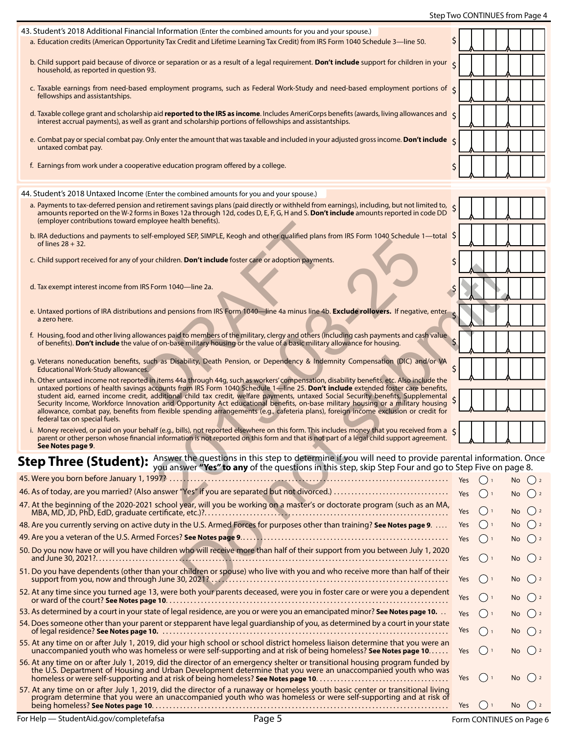Step Two CONTINUES from Page 4

43. Student's 2018 Additional Financial Information (Enter the combined amounts for you and your spouse.)

a. Education credits (American Opportunity Tax Credit and Lifetime Learning Tax Credit) from IRS Form 1040 Schedule 3—line 50. $ ________

b. Child support paid because of divorce or separation or as a result of a legal requirement. **Don't include** support for children in your household, as reported in question 93. $ ________

c. Taxable earnings from need-based employment programs, such as Federal Work-Study and need-based employment portions of fellowships and assistantships. $ ________

d. Taxable college grant and scholarship aid **reported to the IRS as income**. Includes AmeriCorps benefits (awards, living allowances and interest accrual payments), as well as grant and scholarship portions of fellowships and assistantships. $ ________

e. Combat pay or special combat pay. Only enter the amount that was taxable and included in your adjusted gross income. **Don't include** untaxed combat pay. $ ________

f. Earnings from work under a cooperative education program offered by a college. $ ________

44. Student's 2018 Untaxed Income (Enter the combined amounts for you and your spouse.)

a. Payments to tax-deferred pension and retirement savings plans (paid directly or withheld from earnings), including, but not limited to, amounts reported on the W-2 forms in Boxes 12a through 12d, codes D, E, F, G, H and S. **Don't include** amounts reported in code DD (employer contributions toward employee health benefits). $ ________

b. IRA deductions and payments to self-employed SEP, SIMPLE, Keogh and other qualified plans from IRS Form 1040 Schedule 1—total of lines 28 + 32. $ ________

c. Child support received for any of your children. **Don't include** foster care or adoption payments. $ ________

d. Tax exempt interest income from IRS Form 1040—line 2a. $ ________

e. Untaxed portions of IRA distributions and pensions from IRS Form 1040—line 4a minus line 4b. **Exclude rollovers.** If negative, enter a zero here. $ ________

f. Housing, food and other living allowances paid to members of the military, clergy and others (including cash payments and cash value of benefits). **Don't include** the value of on-base military housing or the value of a basic military allowance for housing. $ ________

g. Veterans noneducation benefits, such as Disability, Death Pension, or Dependency & Indemnity Compensation (DIC) and/or VA Educational Work-Study allowances. $ ________

h. Other untaxed income not reported in items 44a through 44g, such as workers' compensation, disability benefits, etc. Also include the untaxed portions of health savings accounts from IRS Form 1040 Schedule 1—line 25. **Don't include** extended foster care benefits, student aid, earned income credit, additional child tax credit, welfare payments, untaxed Social Security benefits, Supplemental Security Income, Workforce Innovation and Opportunity Act educational benefits, on-base military housing or a military housing allowance, combat pay, benefits from flexible spending arrangements (e.g., cafeteria plans), foreign income exclusion or credit for federal tax on special fuels. $ ________

i. Money received, or paid on your behalf (e.g., bills), not reported elsewhere on this form. This includes money that you received from a parent or other person whose financial information is not reported on this form and that is not part of a legal child support agreement. **See Notes page 9**. $ ________

## Step Three (Student):

Answer the questions in this step to determine if you will need to provide parental information. Once you answer **"Yes" to any** of the questions in this step, skip Step Four and go to Step Five on page 8.

45. Were you born before January 1, 1997? — Yes ○ 1 No ○ 2

46. As of today, are you married? (Also answer "Yes" if you are separated but not divorced.) — Yes ○ 1 No ○ 2

47. At the beginning of the 2020-2021 school year, will you be working on a master's or doctorate program (such as an MA, MBA, MD, JD, PhD, EdD, graduate certificate, etc.)? — Yes ○ 1 No ○ 2

48. Are you currently serving on active duty in the U.S. Armed Forces for purposes other than training? **See Notes page 9**. — Yes ○ 1 No ○ 2

49. Are you a veteran of the U.S. Armed Forces? **See Notes page 9**. — Yes ○ 1 No ○ 2

50. Do you now have or will you have children who will receive more than half of their support from you between July 1, 2020 and June 30, 2021? — Yes ○ 1 No ○ 2

51. Do you have dependents (other than your children or spouse) who live with you and who receive more than half of their support from you, now and through June 30, 2021? — Yes ○ 1 No ○ 2

52. At any time since you turned age 13, were both your parents deceased, were you in foster care or were you a dependent or ward of the court? **See Notes page 10**. — Yes ○ 1 No ○ 2

53. As determined by a court in your state of legal residence, are you or were you an emancipated minor? **See Notes page 10.** — Yes ○ 1 No ○ 2

54. Does someone other than your parent or stepparent have legal guardianship of you, as determined by a court in your state of legal residence? **See Notes page 10.** — Yes ○ 1 No ○ 2

55. At any time on or after July 1, 2019, did your high school or school district homeless liaison determine that you were an unaccompanied youth who was homeless or were self-supporting and at risk of being homeless? **See Notes page 10**. — Yes ○ 1 No ○ 2

56. At any time on or after July 1, 2019, did the director of an emergency shelter or transitional housing program funded by the U.S. Department of Housing and Urban Development determine that you were an unaccompanied youth who was homeless or were self-supporting and at risk of being homeless? **See Notes page 10**. — Yes ○ 1 No ○ 2

57. At any time on or after July 1, 2019, did the director of a runaway or homeless youth basic center or transitional living program determine that you were an unaccompanied youth who was homeless or were self-supporting and at risk of being homeless? **See Notes page 10**. — Yes ○ 1 No ○ 2

For Help — StudentAid.gov/completefafsa

Form CONTINUES on Page 6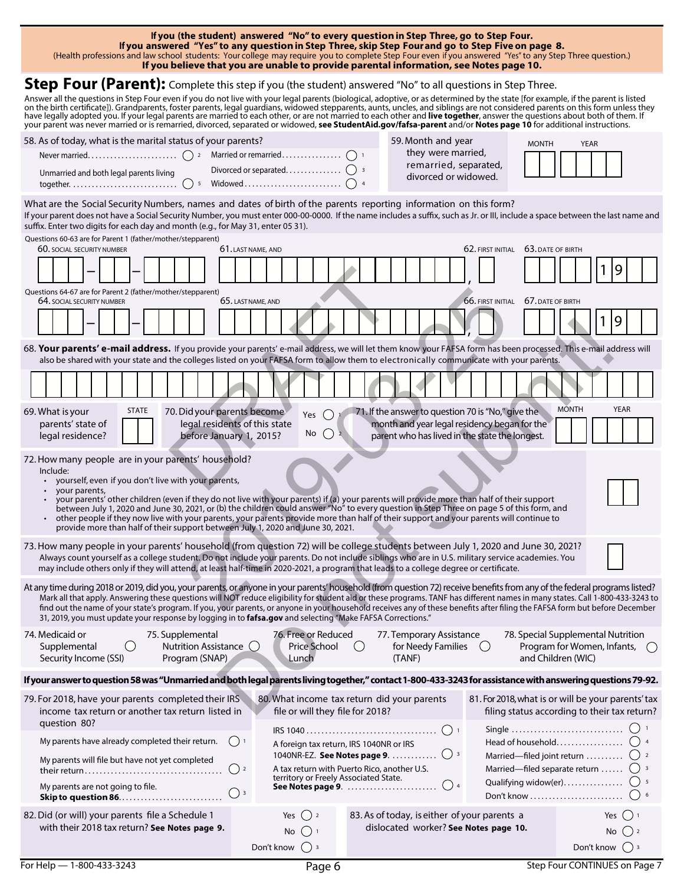**If you (the student) answered "No" to every question in Step Three, go to Step Four.**
**If you answered "Yes" to any question in Step Three, skip Step Four and go to Step Five on page 8.**
(Health professions and law school students: Your college may require you to complete Step Four even if you answered "Yes" to any Step Three question.)
**If you believe that you are unable to provide parental information, see Notes page 10.**

## Step Four (Parent): Complete this step if you (the student) answered "No" to all questions in Step Three.

Answer all the questions in Step Four even if you do not live with your legal parents (biological, adoptive, or as determined by the state [for example, if the parent is listed on the birth certificate]). Grandparents, foster parents, legal guardians, widowed stepparents, aunts, uncles, and siblings are not considered parents on this form unless they have legally adopted you. If your legal parents are married to each other, or are not married to each other and **live together**, answer the questions about both of them. If your parent was never married or is remarried, divorced, separated or widowed, **see StudentAid.gov/fafsa-parent** and/or **Notes page 10** for additional instructions.

58. As of today, what is the marital status of your parents?

- Never married .......... ◯ 2
- Married or remarried .......... ◯ 1
- Divorced or separated .......... ◯ 3
- Unmarried and both legal parents living together .......... ◯ 5
- Widowed .......... ◯ 4

59. Month and year they were married, remarried, separated, divorced or widowed. MONTH ☐☐ YEAR ☐☐☐☐

What are the Social Security Numbers, names and dates of birth of the parents reporting information on this form?
If your parent does not have a Social Security Number, you must enter 000-00-0000. If the name includes a suffix, such as Jr. or III, include a space between the last name and suffix. Enter two digits for each day and month (e.g., for May 31, enter 05 31).

Questions 60-63 are for Parent 1 (father/mother/stepparent)

60. SOCIAL SECURITY NUMBER ☐☐☐–☐☐–☐☐☐☐ 61. LAST NAME, AND ☐☐☐☐☐☐☐☐☐☐☐☐☐☐☐☐ , 62. FIRST INITIAL ☐ 63. DATE OF BIRTH ☐☐ ☐☐ 1 9 ☐☐

Questions 64-67 are for Parent 2 (father/mother/stepparent)

64. SOCIAL SECURITY NUMBER ☐☐☐–☐☐–☐☐☐☐ 65. LAST NAME, AND ☐☐☐☐☐☐☐☐☐☐☐☐☐☐☐☐ , 66. FIRST INITIAL ☐ 67. DATE OF BIRTH ☐☐ ☐☐ 1 9 ☐☐

68. **Your parents' e-mail address.** If you provide your parents' e-mail address, we will let them know your FAFSA form has been processed. This e-mail address will also be shared with your state and the colleges listed on your FAFSA form to allow them to electronically communicate with your parents.

69. What is your parents' state of legal residence? STATE ☐☐

70. Did your parents become legal residents of this state before January 1, 2015? Yes ◯ 1 No ◯ 2

71. If the answer to question 70 is "No," give the month and year legal residency began for the parent who has lived in the state the longest. MONTH ☐☐ YEAR ☐☐☐☐

72. How many people are in your parents' household? ☐☐
Include:
- yourself, even if you don't live with your parents,
- your parents,
- your parents' other children (even if they do not live with your parents) if (a) your parents will provide more than half of their support between July 1, 2020 and June 30, 2021, or (b) the children could answer "No" to every question in Step Three on page 5 of this form, and
- other people if they now live with your parents, your parents provide more than half of their support and your parents will continue to provide more than half of their support between July 1, 2020 and June 30, 2021.

73. How many people in your parents' household (from question 72) will be college students between July 1, 2020 and June 30, 2021? ☐
Always count yourself as a college student. Do not include your parents. Do not include siblings who are in U.S. military service academies. You may include others only if they will attend, at least half-time in 2020-2021, a program that leads to a college degree or certificate.

At any time during 2018 or 2019, did you, your parents, or anyone in your parents' household (from question 72) receive benefits from any of the federal programs listed? Mark all that apply. Answering these questions will NOT reduce eligibility for student aid or these programs. TANF has different names in many states. Call 1-800-433-3243 to find out the name of your state's program. If you, your parents, or anyone in your household receives any of these benefits after filing the FAFSA form but before December 31, 2019, you must update your response by logging in to **fafsa.gov** and selecting "Make FAFSA Corrections."

74. Medicaid or Supplemental Security Income (SSI) ◯
75. Supplemental Nutrition Assistance Program (SNAP) ◯
76. Free or Reduced Price School Lunch ◯
77. Temporary Assistance for Needy Families (TANF) ◯
78. Special Supplemental Nutrition Program for Women, Infants, and Children (WIC) ◯

**If your answer to question 58 was "Unmarried and both legal parents living together," contact 1-800-433-3243 for assistance with answering questions 79-92.**

79. For 2018, have your parents completed their IRS income tax return or another tax return listed in question 80?

- My parents have already completed their return. ◯ 1
- My parents will file but have not yet completed their return .......... ◯ 2
- My parents are not going to file. **Skip to question 86** .......... ◯ 3

80. What income tax return did your parents file or will they file for 2018?

- IRS 1040 .......... ◯ 1
- A foreign tax return, IRS 1040NR or IRS 1040NR-EZ. **See Notes page 9.** .......... ◯ 3
- A tax return with Puerto Rico, another U.S. territory or Freely Associated State. **See Notes page 9.** .......... ◯ 4

81. For 2018, what is or will be your parents' tax filing status according to their tax return?

- Single .......... ◯ 1
- Head of household .......... ◯ 4
- Married—filed joint return .......... ◯ 2
- Married—filed separate return .......... ◯ 3
- Qualifying widow(er) .......... ◯ 5
- Don't know .......... ◯ 6

82. Did (or will) your parents file a Schedule 1 with their 2018 tax return? **See Notes page 9.** Yes ◯ 2 No ◯ 1 Don't know ◯ 3

83. As of today, is either of your parents a dislocated worker? **See Notes page 10.** Yes ◯ 1 No ◯ 2 Don't know ◯ 3

For Help — 1-800-433-3243

Step Four CONTINUES on Page 7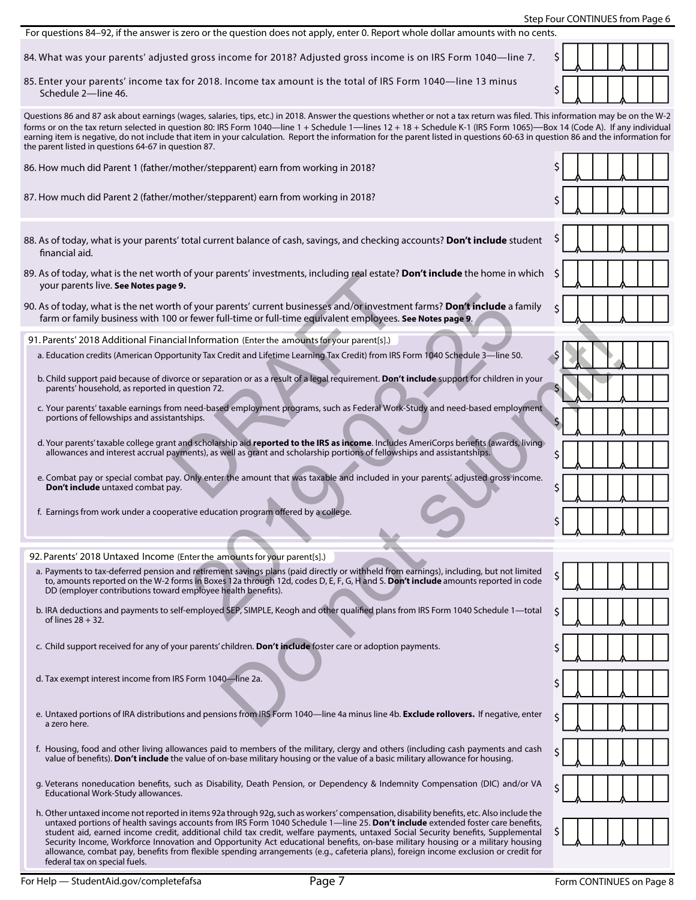For questions 84–92, if the answer is zero or the question does not apply, enter 0. Report whole dollar amounts with no cents.

84. What was your parents' adjusted gross income for 2018? Adjusted gross income is on IRS Form 1040—line 7. $

85. Enter your parents' income tax for 2018. Income tax amount is the total of IRS Form 1040—line 13 minus Schedule 2—line 46. $

Questions 86 and 87 ask about earnings (wages, salaries, tips, etc.) in 2018. Answer the questions whether or not a tax return was filed. This information may be on the W-2 forms or on the tax return selected in question 80: IRS Form 1040—line 1 + Schedule 1—lines 12 + 18 + Schedule K-1 (IRS Form 1065)—Box 14 (Code A). If any individual earning item is negative, do not include that item in your calculation. Report the information for the parent listed in questions 60-63 in question 86 and the information for the parent listed in questions 64-67 in question 87.

86. How much did Parent 1 (father/mother/stepparent) earn from working in 2018? $

87. How much did Parent 2 (father/mother/stepparent) earn from working in 2018? $

88. As of today, what is your parents' total current balance of cash, savings, and checking accounts? **Don't include** student financial aid. $

89. As of today, what is the net worth of your parents' investments, including real estate? **Don't include** the home in which your parents live. **See Notes page 9.** $

90. As of today, what is the net worth of your parents' current businesses and/or investment farms? **Don't include** a family farm or family business with 100 or fewer full-time or full-time equivalent employees. **See Notes page 9.** $

91. Parents' 2018 Additional Financial Information (Enter the amounts for your parent[s].)

a. Education credits (American Opportunity Tax Credit and Lifetime Learning Tax Credit) from IRS Form 1040 Schedule 3—line 50. $

b. Child support paid because of divorce or separation or as a result of a legal requirement. **Don't include** support for children in your parents' household, as reported in question 72. $

c. Your parents' taxable earnings from need-based employment programs, such as Federal Work-Study and need-based employment portions of fellowships and assistantships. $

d. Your parents' taxable college grant and scholarship aid **reported to the IRS as income**. Includes AmeriCorps benefits (awards, living allowances and interest accrual payments), as well as grant and scholarship portions of fellowships and assistantships. $

e. Combat pay or special combat pay. Only enter the amount that was taxable and included in your parents' adjusted gross income. **Don't include** untaxed combat pay. $

f. Earnings from work under a cooperative education program offered by a college. $

92. Parents' 2018 Untaxed Income (Enter the amounts for your parent[s].)

a. Payments to tax-deferred pension and retirement savings plans (paid directly or withheld from earnings), including, but not limited to, amounts reported on the W-2 forms in Boxes 12a through 12d, codes D, E, F, G, H and S. **Don't include** amounts reported in code DD (employer contributions toward employee health benefits). $

b. IRA deductions and payments to self-employed SEP, SIMPLE, Keogh and other qualified plans from IRS Form 1040 Schedule 1—total of lines 28 + 32. $

c. Child support received for any of your parents' children. **Don't include** foster care or adoption payments. $

d. Tax exempt interest income from IRS Form 1040—line 2a. $

e. Untaxed portions of IRA distributions and pensions from IRS Form 1040—line 4a minus line 4b. **Exclude rollovers.** If negative, enter a zero here. $

f. Housing, food and other living allowances paid to members of the military, clergy and others (including cash payments and cash value of benefits). **Don't include** the value of on-base military housing or the value of a basic military allowance for housing. $

g. Veterans noneducation benefits, such as Disability, Death Pension, or Dependency & Indemnity Compensation (DIC) and/or VA Educational Work-Study allowances. $

h. Other untaxed income not reported in items 92a through 92g, such as workers' compensation, disability benefits, etc. Also include the untaxed portions of health savings accounts from IRS Form 1040 Schedule 1—line 25. **Don't include** extended foster care benefits, student aid, earned income credit, additional child tax credit, welfare payments, untaxed Social Security benefits, Supplemental Security Income, Workforce Innovation and Opportunity Act educational benefits, on-base military housing or a military housing allowance, combat pay, benefits from flexible spending arrangements (e.g., cafeteria plans), foreign income exclusion or credit for federal tax on special fuels. $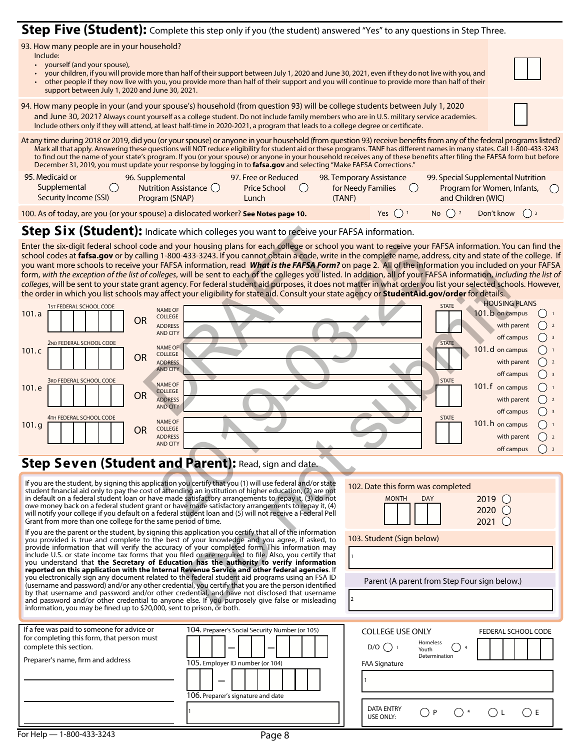## Step Five (Student): Complete this step only if you (the student) answered "Yes" to any questions in Step Three.

93. How many people are in your household?
Include:
- yourself (and your spouse),
- your children, if you will provide more than half of their support between July 1, 2020 and June 30, 2021, even if they do not live with you, and
- other people if they now live with you, you provide more than half of their support and you will continue to provide more than half of their support between July 1, 2020 and June 30, 2021.

94. How many people in your (and your spouse's) household (from question 93) will be college students between July 1, 2020 and June 30, 2021? Always count yourself as a college student. Do not include family members who are in U.S. military service academies. Include others only if they will attend, at least half-time in 2020-2021, a program that leads to a college degree or certificate.

At any time during 2018 or 2019, did you (or your spouse) or anyone in your household (from question 93) receive benefits from any of the federal programs listed? Mark all that apply. Answering these questions will NOT reduce eligibility for student aid or these programs. TANF has different names in many states. Call 1-800-433-3243 to find out the name of your state's program. If you (or your spouse) or anyone in your household receives any of these benefits after filing the FAFSA form but before December 31, 2019, you must update your response by logging in to **fafsa.gov** and selecting "Make FAFSA Corrections."

95. Medicaid or Supplemental Security Income (SSI) ◯
96. Supplemental Nutrition Assistance Program (SNAP) ◯
97. Free or Reduced Price School Lunch ◯
98. Temporary Assistance for Needy Families (TANF) ◯
99. Special Supplemental Nutrition Program for Women, Infants, and Children (WIC) ◯

100. As of today, are you (or your spouse) a dislocated worker? **See Notes page 10.** Yes ◯ 1 No ◯ 2 Don't know ◯ 3

## Step Six (Student): Indicate which colleges you want to receive your FAFSA information.

Enter the six-digit federal school code and your housing plans for each college or school you want to receive your FAFSA information. You can find the school codes at **fafsa.gov** or by calling 1-800-433-3243. If you cannot obtain a code, write in the complete name, address, city and state of the college. If you want more schools to receive your FAFSA information, read ***What is the FAFSA Form?*** on page 2. All of the information you included on your FAFSA form, *with the exception of the list of colleges*, will be sent to each of the colleges you listed. In addition, all of your FAFSA information, *including the list of colleges*, will be sent to your state grant agency. For federal student aid purposes, it does not matter in what order you list your selected schools. However, the order in which you list schools may affect your eligibility for state aid. Consult your state agency or **StudentAid.gov/order** for details.

| | Federal School Code | | Name of College, Address and City | State | Housing Plans |
|---|---|---|---|---|---|
| 101.a | 1st Federal School Code | OR | | | 101.b on campus ◯ 1 / with parent ◯ 2 / off campus ◯ 3 |
| 101.c | 2nd Federal School Code | OR | | | 101.d on campus ◯ 1 / with parent ◯ 2 / off campus ◯ 3 |
| 101.e | 3rd Federal School Code | OR | | | 101.f on campus ◯ 1 / with parent ◯ 2 / off campus ◯ 3 |
| 101.g | 4th Federal School Code | OR | | | 101.h on campus ◯ 1 / with parent ◯ 2 / off campus ◯ 3 |

## Step Seven (Student and Parent): Read, sign and date.

If you are the student, by signing this application you certify that you (1) will use federal and/or state student financial aid only to pay the cost of attending an institution of higher education, (2) are not in default on a federal student loan or have made satisfactory arrangements to repay it, (3) do not owe money back on a federal student grant or have made satisfactory arrangements to repay it, (4) will notify your college if you default on a federal student loan and (5) will not receive a Federal Pell Grant from more than one college for the same period of time.

If you are the parent or the student, by signing this application you certify that all of the information you provided is true and complete to the best of your knowledge and you agree, if asked, to provide information that will verify the accuracy of your completed form. This information may include U.S. or state income tax forms that you filed or are required to file. Also, you certify that you understand that **the Secretary of Education has the authority to verify information reported on this application with the Internal Revenue Service and other federal agencies**. If you electronically sign any document related to the federal student aid programs using an FSA ID (username and password) and/or any other credential, you certify that you are the person identified by that username and password and/or other credential, and have not disclosed that username and password and/or other credential to anyone else. If you purposely give false or misleading information, you may be fined up to $20,000, sent to prison, or both.

102. Date this form was completed MONTH DAY 2019 ◯ 2020 ◯ 2021 ◯

103. Student (Sign below)
1

Parent (A parent from Step Four sign below.)
2

If a fee was paid to someone for advice or for completing this form, that person must complete this section.

Preparer's name, firm and address

104. Preparer's Social Security Number (or 105)

105. Employer ID number (or 104)

106. Preparer's signature and date
1

COLLEGE USE ONLY
D/O ◯ 1 Homeless Youth Determination ◯ 4
FEDERAL SCHOOL CODE
FAA Signature
1

DATA ENTRY USE ONLY: ◯ P ◯ * ◯ L ◯ E

For Help — 1-800-433-3243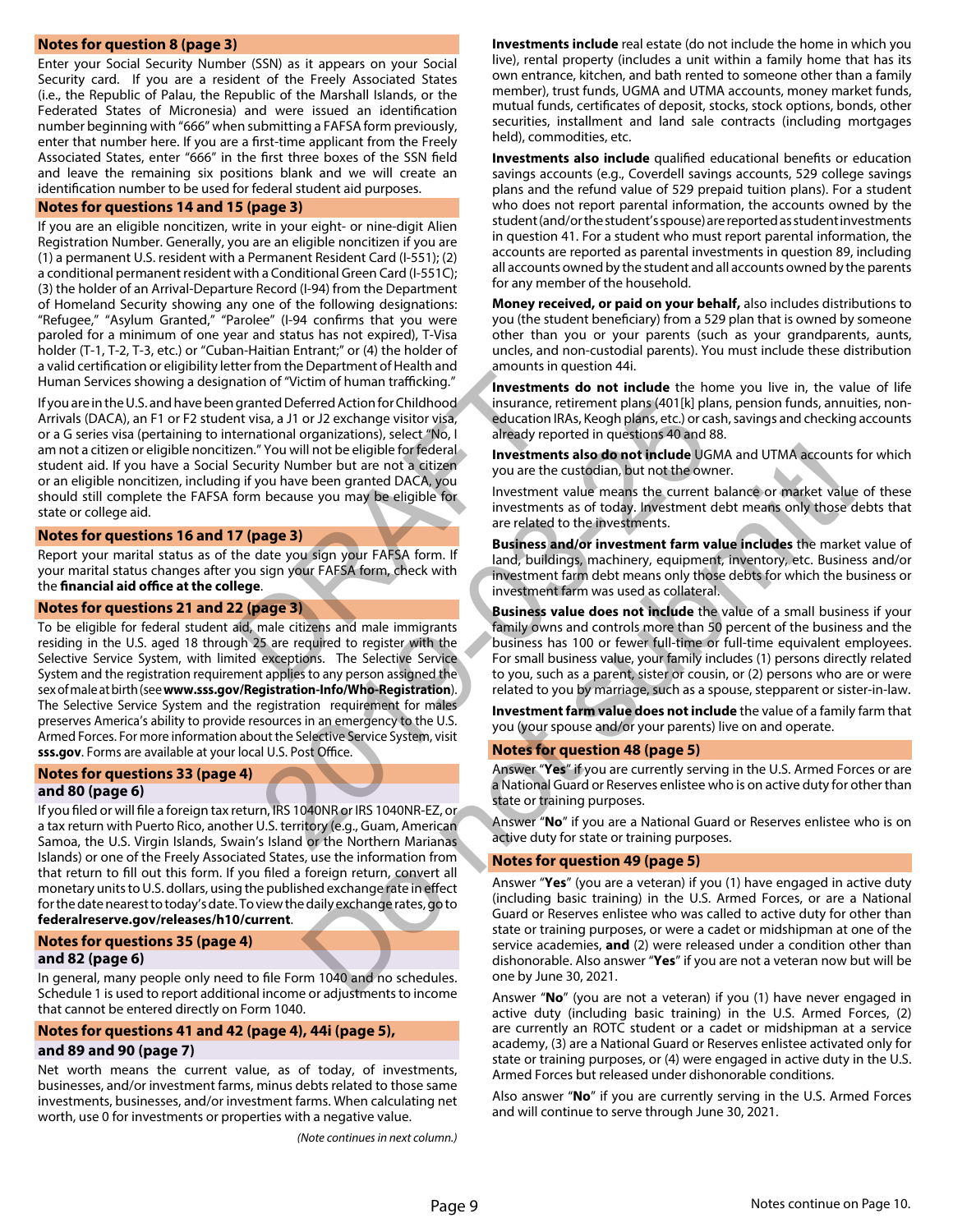## Notes for question 8 (page 3)

Enter your Social Security Number (SSN) as it appears on your Social Security card. If you are a resident of the Freely Associated States (i.e., the Republic of Palau, the Republic of the Marshall Islands, or the Federated States of Micronesia) and were issued an identification number beginning with "666" when submitting a FAFSA form previously, enter that number here. If you are a first-time applicant from the Freely Associated States, enter "666" in the first three boxes of the SSN field and leave the remaining six positions blank and we will create an identification number to be used for federal student aid purposes.

## Notes for questions 14 and 15 (page 3)

If you are an eligible noncitizen, write in your eight- or nine-digit Alien Registration Number. Generally, you are an eligible noncitizen if you are (1) a permanent U.S. resident with a Permanent Resident Card (I-551); (2) a conditional permanent resident with a Conditional Green Card (I-551C); (3) the holder of an Arrival-Departure Record (I-94) from the Department of Homeland Security showing any one of the following designations: "Refugee," "Asylum Granted," "Parolee" (I-94 confirms that you were paroled for a minimum of one year and status has not expired), T-Visa holder (T-1, T-2, T-3, etc.) or "Cuban-Haitian Entrant;" or (4) the holder of a valid certification or eligibility letter from the Department of Health and Human Services showing a designation of "Victim of human trafficking."

If you are in the U.S. and have been granted Deferred Action for Childhood Arrivals (DACA), an F1 or F2 student visa, a J1 or J2 exchange visitor visa, or a G series visa (pertaining to international organizations), select "No, I am not a citizen or eligible noncitizen." You will not be eligible for federal student aid. If you have a Social Security Number but are not a citizen or an eligible noncitizen, including if you have been granted DACA, you should still complete the FAFSA form because you may be eligible for state or college aid.

## Notes for questions 16 and 17 (page 3)

Report your marital status as of the date you sign your FAFSA form. If your marital status changes after you sign your FAFSA form, check with the **financial aid office at the college**.

## Notes for questions 21 and 22 (page 3)

To be eligible for federal student aid, male citizens and male immigrants residing in the U.S. aged 18 through 25 are required to register with the Selective Service System, with limited exceptions. The Selective Service System and the registration requirement applies to any person assigned the sex of male at birth (see **www.sss.gov/Registration-Info/Who-Registration**). The Selective Service System and the registration requirement for males preserves America's ability to provide resources in an emergency to the U.S. Armed Forces. For more information about the Selective Service System, visit **sss.gov**. Forms are available at your local U.S. Post Office.

## Notes for questions 33 (page 4) and 80 (page 6)

If you filed or will file a foreign tax return, IRS 1040NR or IRS 1040NR-EZ, or a tax return with Puerto Rico, another U.S. territory (e.g., Guam, American Samoa, the U.S. Virgin Islands, Swain's Island or the Northern Marianas Islands) or one of the Freely Associated States, use the information from that return to fill out this form. If you filed a foreign return, convert all monetary units to U.S. dollars, using the published exchange rate in effect for the date nearest to today's date. To view the daily exchange rates, go to **federalreserve.gov/releases/h10/current**.

## Notes for questions 35 (page 4) and 82 (page 6)

In general, many people only need to file Form 1040 and no schedules. Schedule 1 is used to report additional income or adjustments to income that cannot be entered directly on Form 1040.

## Notes for questions 41 and 42 (page 4), 44i (page 5), and 89 and 90 (page 7)

Net worth means the current value, as of today, of investments, businesses, and/or investment farms, minus debts related to those same investments, businesses, and/or investment farms. When calculating net worth, use 0 for investments or properties with a negative value.

*(Note continues in next column.)*

**Investments include** real estate (do not include the home in which you live), rental property (includes a unit within a family home that has its own entrance, kitchen, and bath rented to someone other than a family member), trust funds, UGMA and UTMA accounts, money market funds, mutual funds, certificates of deposit, stocks, stock options, bonds, other securities, installment and land sale contracts (including mortgages held), commodities, etc.

**Investments also include** qualified educational benefits or education savings accounts (e.g., Coverdell savings accounts, 529 college savings plans and the refund value of 529 prepaid tuition plans). For a student who does not report parental information, the accounts owned by the student (and/or the student's spouse) are reported as student investments in question 41. For a student who must report parental information, the accounts are reported as parental investments in question 89, including all accounts owned by the student and all accounts owned by the parents for any member of the household.

**Money received, or paid on your behalf,** also includes distributions to you (the student beneficiary) from a 529 plan that is owned by someone other than you or your parents (such as your grandparents, aunts, uncles, and non-custodial parents). You must include these distribution amounts in question 44i.

**Investments do not include** the home you live in, the value of life insurance, retirement plans (401[k] plans, pension funds, annuities, non-education IRAs, Keogh plans, etc.) or cash, savings and checking accounts already reported in questions 40 and 88.

**Investments also do not include** UGMA and UTMA accounts for which you are the custodian, but not the owner.

Investment value means the current balance or market value of these investments as of today. Investment debt means only those debts that are related to the investments.

**Business and/or investment farm value includes** the market value of land, buildings, machinery, equipment, inventory, etc. Business and/or investment farm debt means only those debts for which the business or investment farm was used as collateral.

**Business value does not include** the value of a small business if your family owns and controls more than 50 percent of the business and the business has 100 or fewer full-time or full-time equivalent employees. For small business value, your family includes (1) persons directly related to you, such as a parent, sister or cousin, or (2) persons who are or were related to you by marriage, such as a spouse, stepparent or sister-in-law.

**Investment farm value does not include** the value of a family farm that you (your spouse and/or your parents) live on and operate.

## Notes for question 48 (page 5)

Answer "**Yes**" if you are currently serving in the U.S. Armed Forces or are a National Guard or Reserves enlistee who is on active duty for other than state or training purposes.

Answer "**No**" if you are a National Guard or Reserves enlistee who is on active duty for state or training purposes.

## Notes for question 49 (page 5)

Answer "**Yes**" (you are a veteran) if you (1) have engaged in active duty (including basic training) in the U.S. Armed Forces, or are a National Guard or Reserves enlistee who was called to active duty for other than state or training purposes, or were a cadet or midshipman at one of the service academies, **and** (2) were released under a condition other than dishonorable. Also answer "**Yes**" if you are not a veteran now but will be one by June 30, 2021.

Answer "**No**" (you are not a veteran) if you (1) have never engaged in active duty (including basic training) in the U.S. Armed Forces, (2) are currently an ROTC student or a cadet or midshipman at a service academy, (3) are a National Guard or Reserves enlistee activated only for state or training purposes, or (4) were engaged in active duty in the U.S. Armed Forces but released under dishonorable conditions.

Also answer "**No**" if you are currently serving in the U.S. Armed Forces and will continue to serve through June 30, 2021.

Notes continue on Page 10.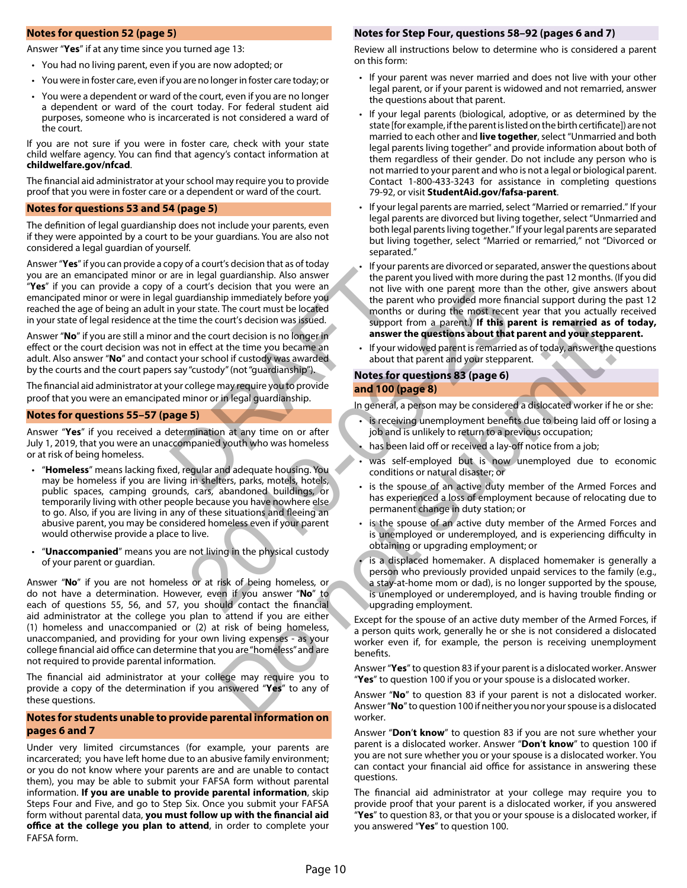## Notes for question 52 (page 5)

Answer "**Yes**" if at any time since you turned age 13:

- You had no living parent, even if you are now adopted; or
- You were in foster care, even if you are no longer in foster care today; or
- You were a dependent or ward of the court, even if you are no longer a dependent or ward of the court today. For federal student aid purposes, someone who is incarcerated is not considered a ward of the court.

If you are not sure if you were in foster care, check with your state child welfare agency. You can find that agency's contact information at **childwelfare.gov/nfcad**.

The financial aid administrator at your school may require you to provide proof that you were in foster care or a dependent or ward of the court.

## Notes for questions 53 and 54 (page 5)

The definition of legal guardianship does not include your parents, even if they were appointed by a court to be your guardians. You are also not considered a legal guardian of yourself.

Answer "**Yes**" if you can provide a copy of a court's decision that as of today you are an emancipated minor or are in legal guardianship. Also answer "**Yes**" if you can provide a copy of a court's decision that you were an emancipated minor or were in legal guardianship immediately before you reached the age of being an adult in your state. The court must be located in your state of legal residence at the time the court's decision was issued.

Answer "**No**" if you are still a minor and the court decision is no longer in effect or the court decision was not in effect at the time you became an adult. Also answer "**No**" and contact your school if custody was awarded by the courts and the court papers say "custody" (not "guardianship").

The financial aid administrator at your college may require you to provide proof that you were an emancipated minor or in legal guardianship.

## Notes for questions 55–57 (page 5)

Answer "**Yes**" if you received a determination at any time on or after July 1, 2019, that you were an unaccompanied youth who was homeless or at risk of being homeless.

- "**Homeless**" means lacking fixed, regular and adequate housing. You may be homeless if you are living in shelters, parks, motels, hotels, public spaces, camping grounds, cars, abandoned buildings, or temporarily living with other people because you have nowhere else to go. Also, if you are living in any of these situations and fleeing an abusive parent, you may be considered homeless even if your parent would otherwise provide a place to live.
- "**Unaccompanied**" means you are not living in the physical custody of your parent or guardian.

Answer "**No**" if you are not homeless or at risk of being homeless, or do not have a determination. However, even if you answer "**No**" to each of questions 55, 56, and 57, you should contact the financial aid administrator at the college you plan to attend if you are either (1) homeless and unaccompanied or (2) at risk of being homeless, unaccompanied, and providing for your own living expenses - as your college financial aid office can determine that you are "homeless" and are not required to provide parental information.

The financial aid administrator at your college may require you to provide a copy of the determination if you answered "**Yes**" to any of these questions.

## Notes for students unable to provide parental information on pages 6 and 7

Under very limited circumstances (for example, your parents are incarcerated; you have left home due to an abusive family environment; or you do not know where your parents are and are unable to contact them), you may be able to submit your FAFSA form without parental information. **If you are unable to provide parental information**, skip Steps Four and Five, and go to Step Six. Once you submit your FAFSA form without parental data, **you must follow up with the financial aid office at the college you plan to attend**, in order to complete your FAFSA form.

## Notes for Step Four, questions 58–92 (pages 6 and 7)

Review all instructions below to determine who is considered a parent on this form:

- If your parent was never married and does not live with your other legal parent, or if your parent is widowed and not remarried, answer the questions about that parent.
- If your legal parents (biological, adoptive, or as determined by the state [for example, if the parent is listed on the birth certificate]) are not married to each other and **live together**, select "Unmarried and both legal parents living together" and provide information about both of them regardless of their gender. Do not include any person who is not married to your parent and who is not a legal or biological parent. Contact 1-800-433-3243 for assistance in completing questions 79-92, or visit **StudentAid.gov/fafsa-parent**.
- If your legal parents are married, select "Married or remarried." If your legal parents are divorced but living together, select "Unmarried and both legal parents living together." If your legal parents are separated but living together, select "Married or remarried," not "Divorced or separated."
- If your parents are divorced or separated, answer the questions about the parent you lived with more during the past 12 months. (If you did not live with one parent more than the other, give answers about the parent who provided more financial support during the past 12 months or during the most recent year that you actually received support from a parent.) **If this parent is remarried as of today, answer the questions about that parent and your stepparent.**
- If your widowed parent is remarried as of today, answer the questions about that parent and your stepparent.

## Notes for questions 83 (page 6) and 100 (page 8)

In general, a person may be considered a dislocated worker if he or she:

- is receiving unemployment benefits due to being laid off or losing a job and is unlikely to return to a previous occupation;
- has been laid off or received a lay-off notice from a job;
- was self-employed but is now unemployed due to economic conditions or natural disaster; or
- is the spouse of an active duty member of the Armed Forces and has experienced a loss of employment because of relocating due to permanent change in duty station; or
- is the spouse of an active duty member of the Armed Forces and is unemployed or underemployed, and is experiencing difficulty in obtaining or upgrading employment; or
- is a displaced homemaker. A displaced homemaker is generally a person who previously provided unpaid services to the family (e.g., a stay-at-home mom or dad), is no longer supported by the spouse, is unemployed or underemployed, and is having trouble finding or upgrading employment.

Except for the spouse of an active duty member of the Armed Forces, if a person quits work, generally he or she is not considered a dislocated worker even if, for example, the person is receiving unemployment benefits.

Answer "**Yes**" to question 83 if your parent is a dislocated worker. Answer "**Yes**" to question 100 if you or your spouse is a dislocated worker.

Answer "**No**" to question 83 if your parent is not a dislocated worker. Answer "**No**" to question 100 if neither you nor your spouse is a dislocated worker.

Answer "**Don't know**" to question 83 if you are not sure whether your parent is a dislocated worker. Answer "**Don't know**" to question 100 if you are not sure whether you or your spouse is a dislocated worker. You can contact your financial aid office for assistance in answering these questions.

The financial aid administrator at your college may require you to provide proof that your parent is a dislocated worker, if you answered "**Yes**" to question 83, or that you or your spouse is a dislocated worker, if you answered "**Yes**" to question 100.